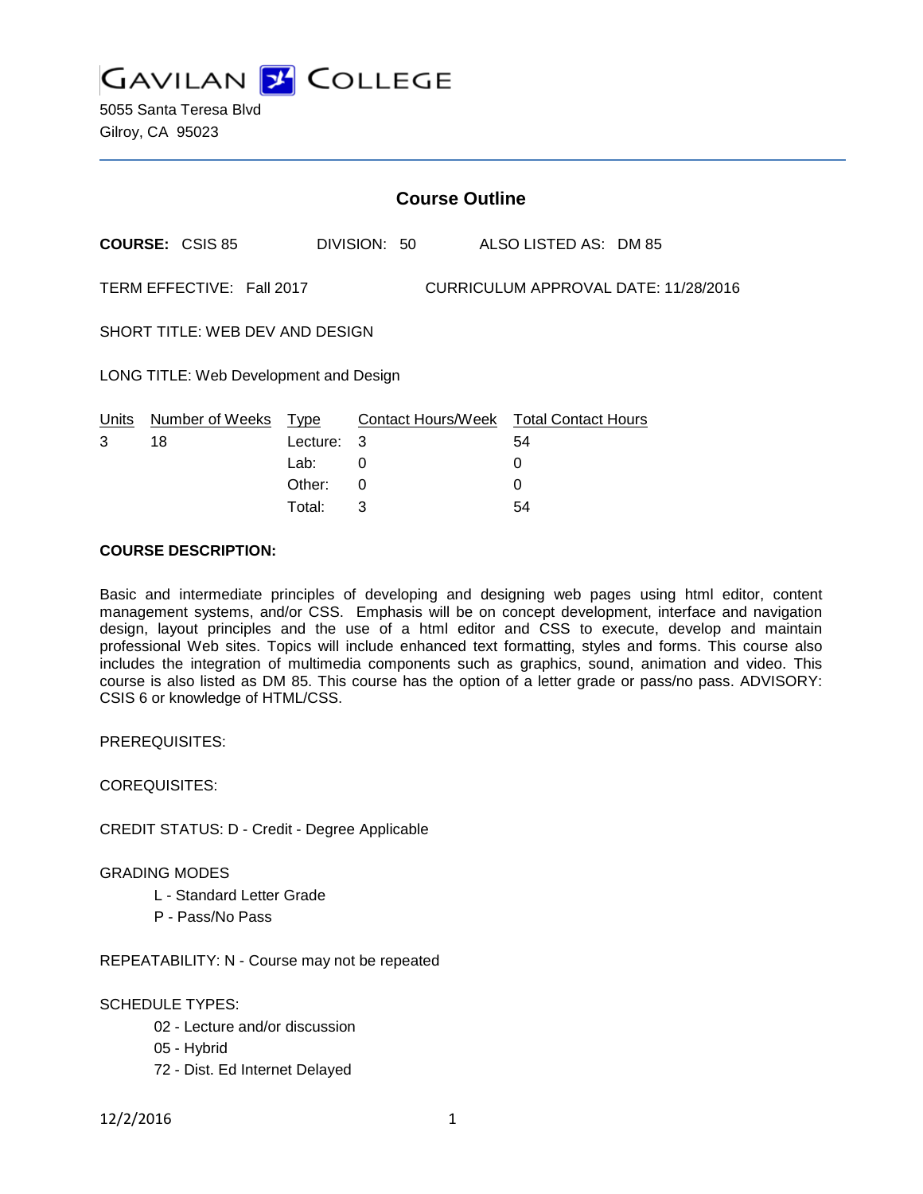# GAVILAN COLLEGE

5055 Santa Teresa Blvd
Gilroy, CA 95023

## Course Outline

**COURSE:** CSIS 85 DIVISION: 50 ALSO LISTED AS: DM 85

TERM EFFECTIVE: Fall 2017 CURRICULUM APPROVAL DATE: 11/28/2016

SHORT TITLE: WEB DEV AND DESIGN

LONG TITLE: Web Development and Design

| Units | Number of Weeks | Type | Contact Hours/Week | Total Contact Hours |
|---|---|---|---|---|
| 3 | 18 | Lecture: | 3 | 54 |
| | | Lab: | 0 | 0 |
| | | Other: | 0 | 0 |
| | | Total: | 3 | 54 |

**COURSE DESCRIPTION:**

Basic and intermediate principles of developing and designing web pages using html editor, content management systems, and/or CSS. Emphasis will be on concept development, interface and navigation design, layout principles and the use of a html editor and CSS to execute, develop and maintain professional Web sites. Topics will include enhanced text formatting, styles and forms. This course also includes the integration of multimedia components such as graphics, sound, animation and video. This course is also listed as DM 85. This course has the option of a letter grade or pass/no pass. ADVISORY: CSIS 6 or knowledge of HTML/CSS.

PREREQUISITES:

COREQUISITES:

CREDIT STATUS: D - Credit - Degree Applicable

GRADING MODES

- L - Standard Letter Grade
- P - Pass/No Pass

REPEATABILITY: N - Course may not be repeated

SCHEDULE TYPES:

- 02 - Lecture and/or discussion
- 05 - Hybrid
- 72 - Dist. Ed Internet Delayed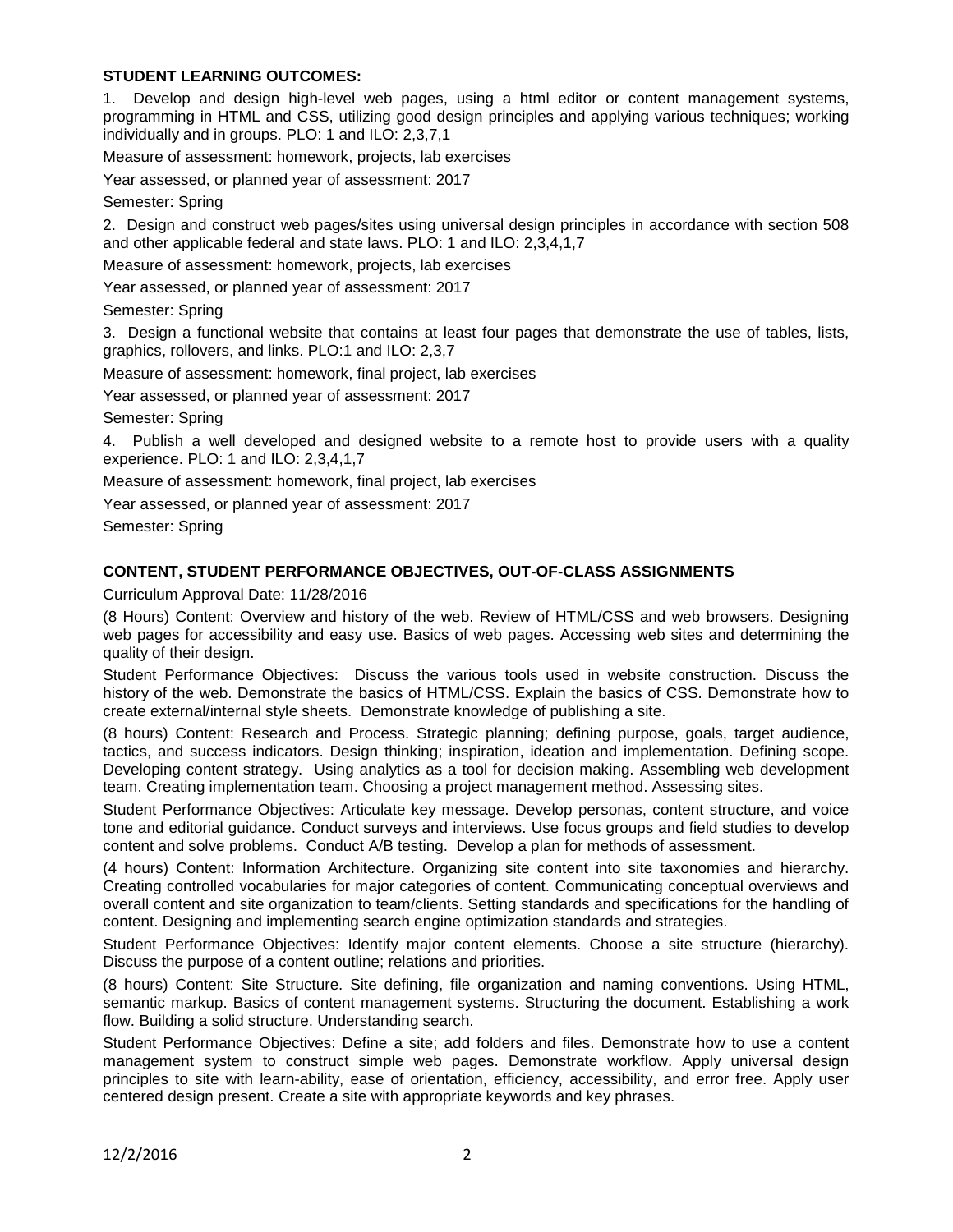**STUDENT LEARNING OUTCOMES:**

1. Develop and design high-level web pages, using a html editor or content management systems, programming in HTML and CSS, utilizing good design principles and applying various techniques; working individually and in groups. PLO: 1 and ILO: 2,3,7,1

Measure of assessment: homework, projects, lab exercises

Year assessed, or planned year of assessment: 2017

Semester: Spring

2. Design and construct web pages/sites using universal design principles in accordance with section 508 and other applicable federal and state laws. PLO: 1 and ILO: 2,3,4,1,7

Measure of assessment: homework, projects, lab exercises

Year assessed, or planned year of assessment: 2017

Semester: Spring

3. Design a functional website that contains at least four pages that demonstrate the use of tables, lists, graphics, rollovers, and links. PLO:1 and ILO: 2,3,7

Measure of assessment: homework, final project, lab exercises

Year assessed, or planned year of assessment: 2017

Semester: Spring

4. Publish a well developed and designed website to a remote host to provide users with a quality experience. PLO: 1 and ILO: 2,3,4,1,7

Measure of assessment: homework, final project, lab exercises

Year assessed, or planned year of assessment: 2017

Semester: Spring

**CONTENT, STUDENT PERFORMANCE OBJECTIVES, OUT-OF-CLASS ASSIGNMENTS**

Curriculum Approval Date: 11/28/2016

(8 Hours) Content: Overview and history of the web. Review of HTML/CSS and web browsers. Designing web pages for accessibility and easy use. Basics of web pages. Accessing web sites and determining the quality of their design.

Student Performance Objectives: Discuss the various tools used in website construction. Discuss the history of the web. Demonstrate the basics of HTML/CSS. Explain the basics of CSS. Demonstrate how to create external/internal style sheets. Demonstrate knowledge of publishing a site.

(8 hours) Content: Research and Process. Strategic planning; defining purpose, goals, target audience, tactics, and success indicators. Design thinking; inspiration, ideation and implementation. Defining scope. Developing content strategy. Using analytics as a tool for decision making. Assembling web development team. Creating implementation team. Choosing a project management method. Assessing sites.

Student Performance Objectives: Articulate key message. Develop personas, content structure, and voice tone and editorial guidance. Conduct surveys and interviews. Use focus groups and field studies to develop content and solve problems. Conduct A/B testing. Develop a plan for methods of assessment.

(4 hours) Content: Information Architecture. Organizing site content into site taxonomies and hierarchy. Creating controlled vocabularies for major categories of content. Communicating conceptual overviews and overall content and site organization to team/clients. Setting standards and specifications for the handling of content. Designing and implementing search engine optimization standards and strategies.

Student Performance Objectives: Identify major content elements. Choose a site structure (hierarchy). Discuss the purpose of a content outline; relations and priorities.

(8 hours) Content: Site Structure. Site defining, file organization and naming conventions. Using HTML, semantic markup. Basics of content management systems. Structuring the document. Establishing a work flow. Building a solid structure. Understanding search.

Student Performance Objectives: Define a site; add folders and files. Demonstrate how to use a content management system to construct simple web pages. Demonstrate workflow. Apply universal design principles to site with learn-ability, ease of orientation, efficiency, accessibility, and error free. Apply user centered design present. Create a site with appropriate keywords and key phrases.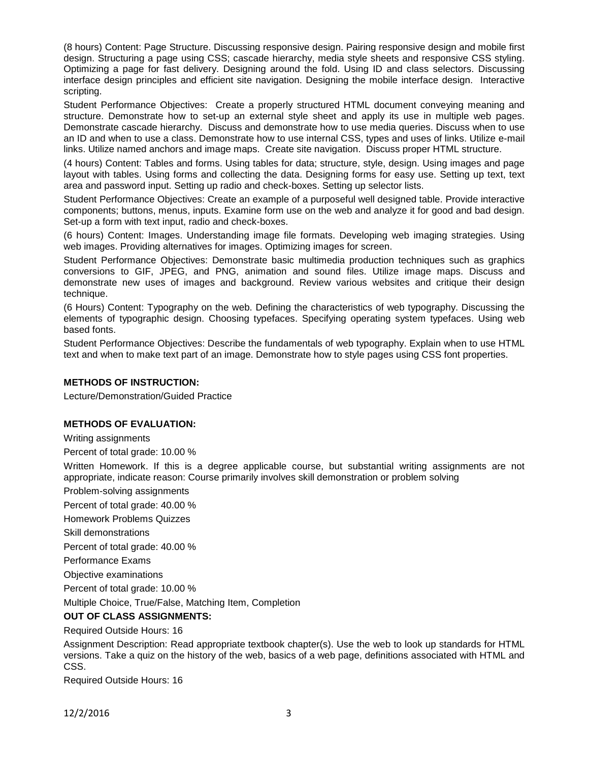(8 hours) Content: Page Structure. Discussing responsive design. Pairing responsive design and mobile first design. Structuring a page using CSS; cascade hierarchy, media style sheets and responsive CSS styling. Optimizing a page for fast delivery. Designing around the fold. Using ID and class selectors. Discussing interface design principles and efficient site navigation. Designing the mobile interface design. Interactive scripting.

Student Performance Objectives: Create a properly structured HTML document conveying meaning and structure. Demonstrate how to set-up an external style sheet and apply its use in multiple web pages. Demonstrate cascade hierarchy. Discuss and demonstrate how to use media queries. Discuss when to use an ID and when to use a class. Demonstrate how to use internal CSS, types and uses of links. Utilize e-mail links. Utilize named anchors and image maps. Create site navigation. Discuss proper HTML structure.

(4 hours) Content: Tables and forms. Using tables for data; structure, style, design. Using images and page layout with tables. Using forms and collecting the data. Designing forms for easy use. Setting up text, text area and password input. Setting up radio and check-boxes. Setting up selector lists.

Student Performance Objectives: Create an example of a purposeful well designed table. Provide interactive components; buttons, menus, inputs. Examine form use on the web and analyze it for good and bad design. Set-up a form with text input, radio and check-boxes.

(6 hours) Content: Images. Understanding image file formats. Developing web imaging strategies. Using web images. Providing alternatives for images. Optimizing images for screen.

Student Performance Objectives: Demonstrate basic multimedia production techniques such as graphics conversions to GIF, JPEG, and PNG, animation and sound files. Utilize image maps. Discuss and demonstrate new uses of images and background. Review various websites and critique their design technique.

(6 Hours) Content: Typography on the web. Defining the characteristics of web typography. Discussing the elements of typographic design. Choosing typefaces. Specifying operating system typefaces. Using web based fonts.

Student Performance Objectives: Describe the fundamentals of web typography. Explain when to use HTML text and when to make text part of an image. Demonstrate how to style pages using CSS font properties.

**METHODS OF INSTRUCTION:**

Lecture/Demonstration/Guided Practice

**METHODS OF EVALUATION:**

Writing assignments

Percent of total grade: 10.00 %

Written Homework. If this is a degree applicable course, but substantial writing assignments are not appropriate, indicate reason: Course primarily involves skill demonstration or problem solving

Problem-solving assignments

Percent of total grade: 40.00 %

Homework Problems Quizzes

Skill demonstrations

Percent of total grade: 40.00 %

Performance Exams

Objective examinations

Percent of total grade: 10.00 %

Multiple Choice, True/False, Matching Item, Completion

**OUT OF CLASS ASSIGNMENTS:**

Required Outside Hours: 16

Assignment Description: Read appropriate textbook chapter(s). Use the web to look up standards for HTML versions. Take a quiz on the history of the web, basics of a web page, definitions associated with HTML and CSS.

Required Outside Hours: 16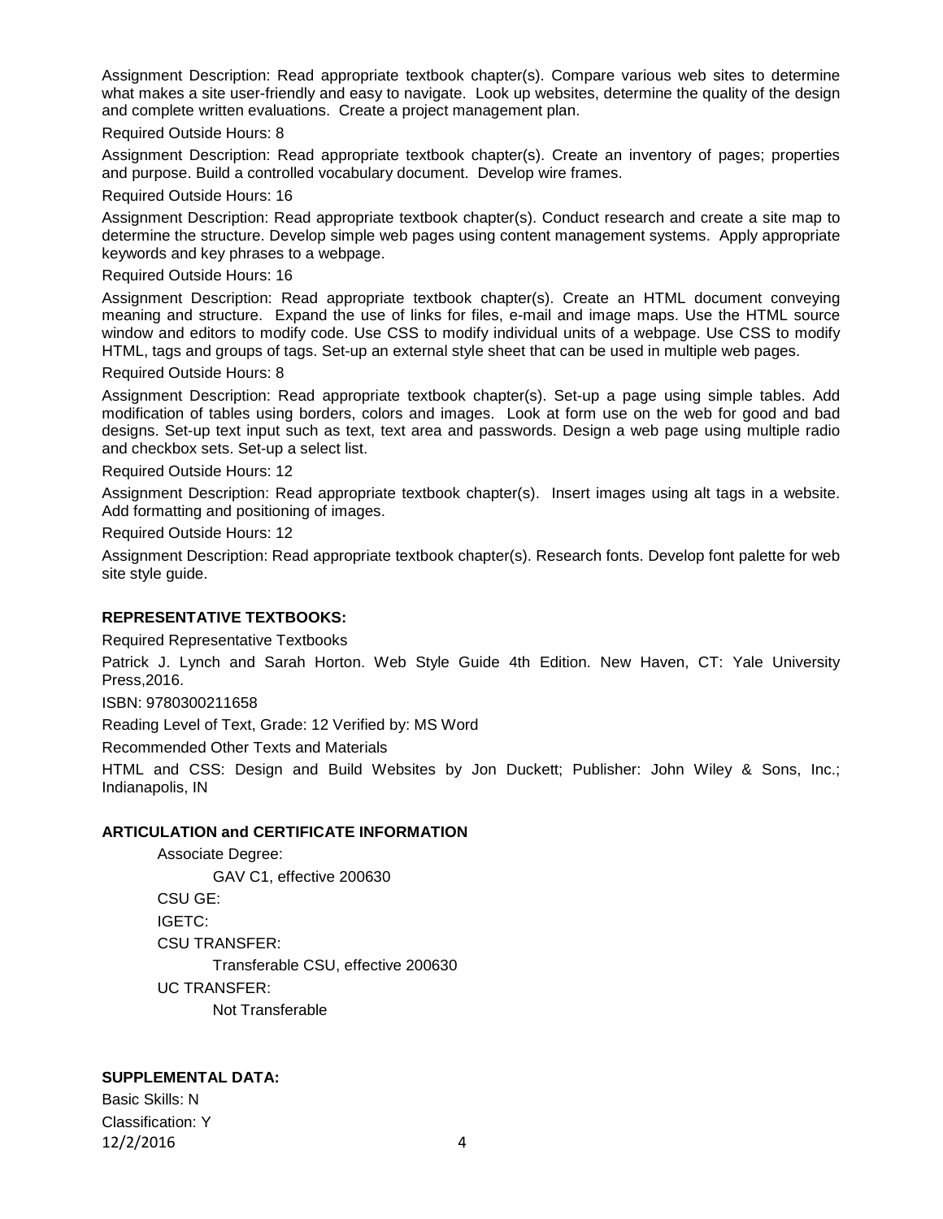Assignment Description: Read appropriate textbook chapter(s). Compare various web sites to determine what makes a site user-friendly and easy to navigate. Look up websites, determine the quality of the design and complete written evaluations. Create a project management plan.

Required Outside Hours: 8

Assignment Description: Read appropriate textbook chapter(s). Create an inventory of pages; properties and purpose. Build a controlled vocabulary document. Develop wire frames.

Required Outside Hours: 16

Assignment Description: Read appropriate textbook chapter(s). Conduct research and create a site map to determine the structure. Develop simple web pages using content management systems. Apply appropriate keywords and key phrases to a webpage.

Required Outside Hours: 16

Assignment Description: Read appropriate textbook chapter(s). Create an HTML document conveying meaning and structure. Expand the use of links for files, e-mail and image maps. Use the HTML source window and editors to modify code. Use CSS to modify individual units of a webpage. Use CSS to modify HTML, tags and groups of tags. Set-up an external style sheet that can be used in multiple web pages.

Required Outside Hours: 8

Assignment Description: Read appropriate textbook chapter(s). Set-up a page using simple tables. Add modification of tables using borders, colors and images. Look at form use on the web for good and bad designs. Set-up text input such as text, text area and passwords. Design a web page using multiple radio and checkbox sets. Set-up a select list.

Required Outside Hours: 12

Assignment Description: Read appropriate textbook chapter(s). Insert images using alt tags in a website. Add formatting and positioning of images.

Required Outside Hours: 12

Assignment Description: Read appropriate textbook chapter(s). Research fonts. Develop font palette for web site style guide.

**REPRESENTATIVE TEXTBOOKS:**

Required Representative Textbooks

Patrick J. Lynch and Sarah Horton. Web Style Guide 4th Edition. New Haven, CT: Yale University Press,2016.

ISBN: 9780300211658

Reading Level of Text, Grade: 12 Verified by: MS Word

Recommended Other Texts and Materials

HTML and CSS: Design and Build Websites by Jon Duckett; Publisher: John Wiley & Sons, Inc.; Indianapolis, IN

**ARTICULATION and CERTIFICATE INFORMATION**

Associate Degree:

GAV C1, effective 200630

CSU GE:

IGETC:

CSU TRANSFER:

Transferable CSU, effective 200630

UC TRANSFER:

Not Transferable

**SUPPLEMENTAL DATA:**

Basic Skills: N

Classification: Y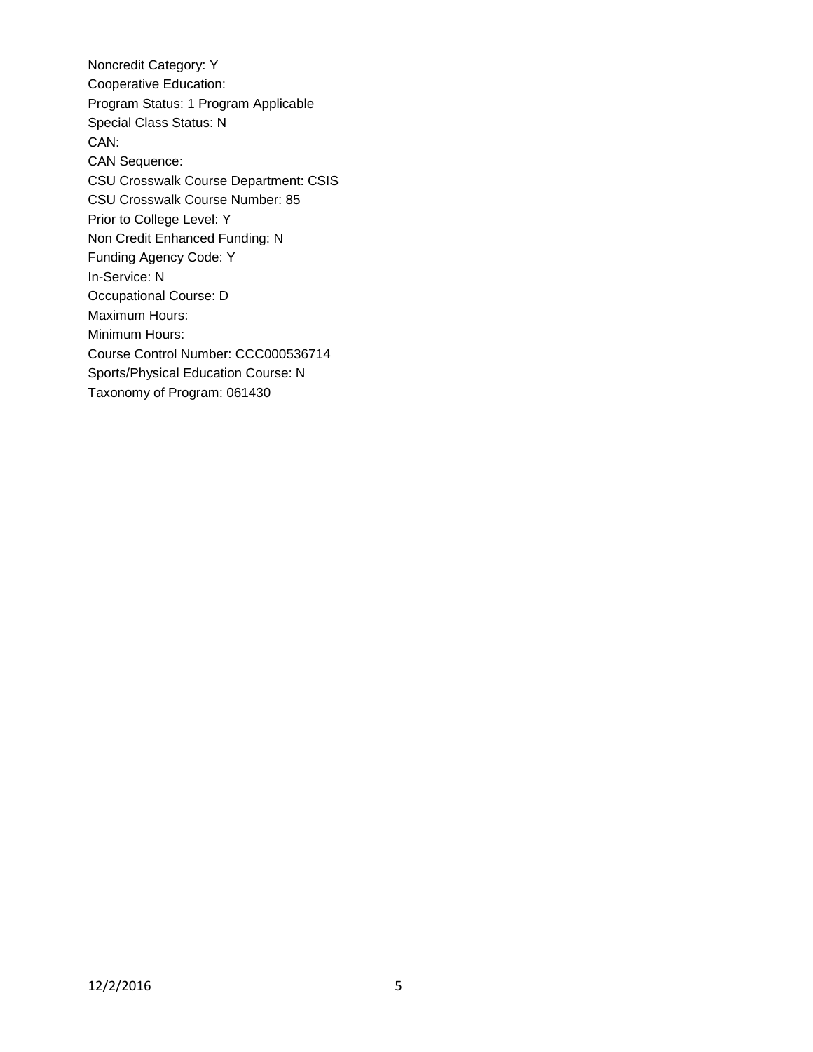Noncredit Category: Y
Cooperative Education:
Program Status: 1 Program Applicable
Special Class Status: N
CAN:
CAN Sequence:
CSU Crosswalk Course Department: CSIS
CSU Crosswalk Course Number: 85
Prior to College Level: Y
Non Credit Enhanced Funding: N
Funding Agency Code: Y
In-Service: N
Occupational Course: D
Maximum Hours:
Minimum Hours:
Course Control Number: CCC000536714
Sports/Physical Education Course: N
Taxonomy of Program: 061430